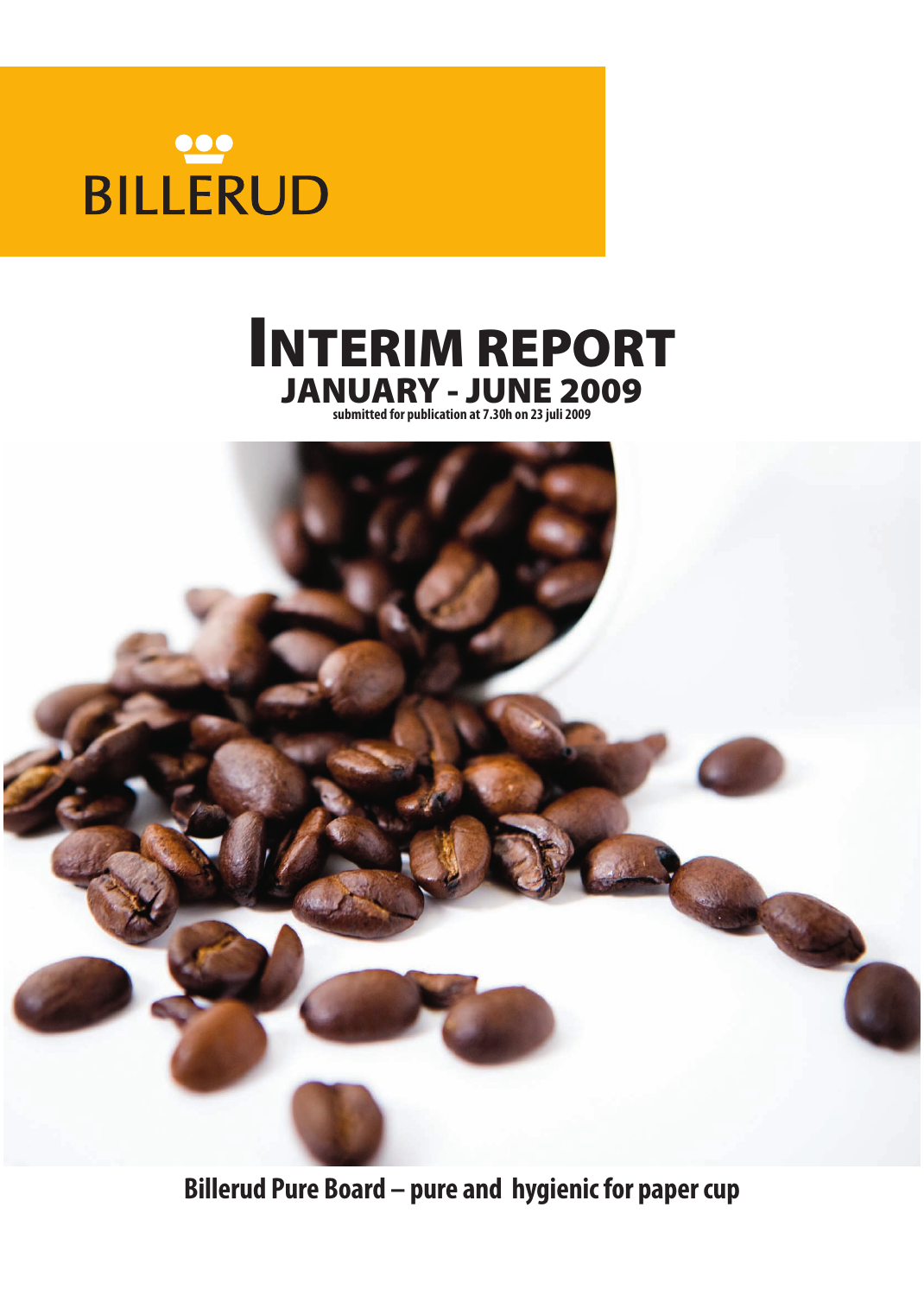BILLERUD

# INTERIM REPORT
## JANUARY - JUNE 2009

**submitted for publication at 7.30h on 23 juli 2009**

**Billerud Pure Board – pure and hygienic for paper cup**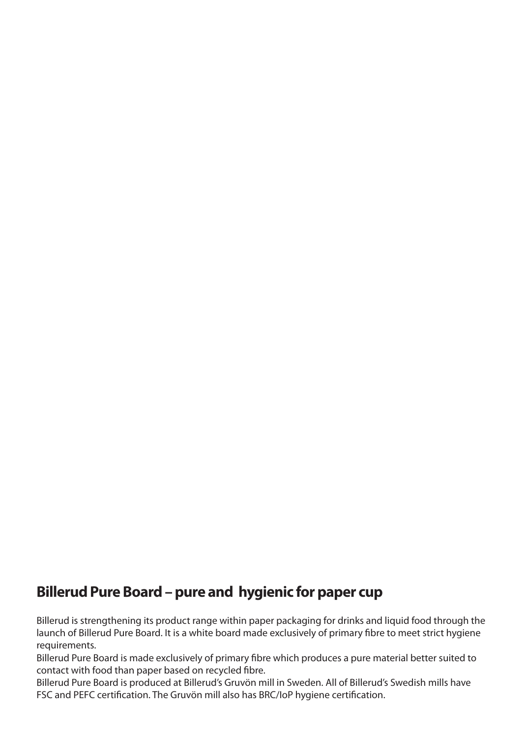## Billerud Pure Board – pure and hygienic for paper cup

Billerud is strengthening its product range within paper packaging for drinks and liquid food through the launch of Billerud Pure Board. It is a white board made exclusively of primary fibre to meet strict hygiene requirements.

Billerud Pure Board is made exclusively of primary fibre which produces a pure material better suited to contact with food than paper based on recycled fibre.

Billerud Pure Board is produced at Billerud's Gruvön mill in Sweden. All of Billerud's Swedish mills have FSC and PEFC certification. The Gruvön mill also has BRC/IoP hygiene certification.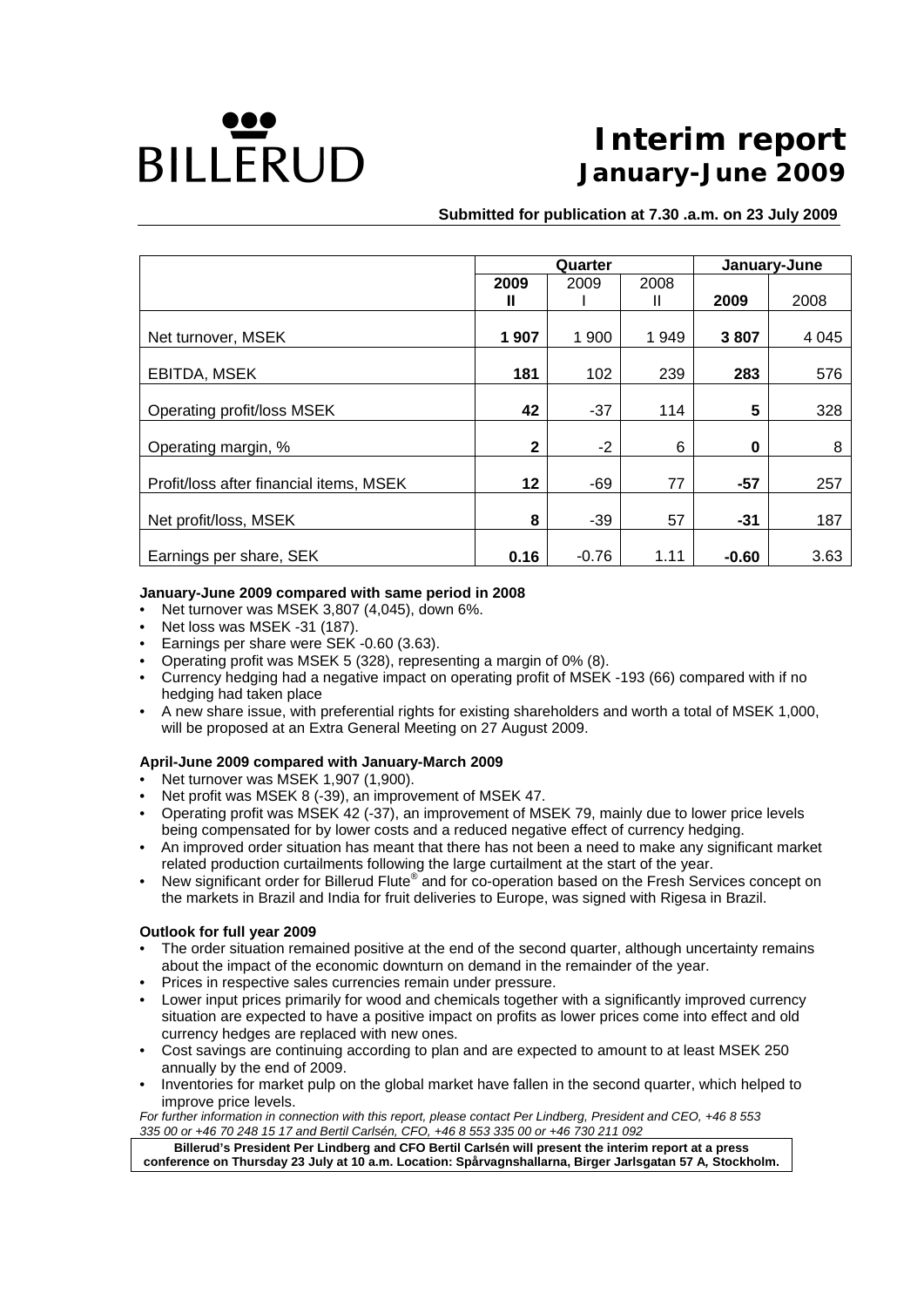# BILLERUD

# Interim report
## January-June 2009

**Submitted for publication at 7.30 .a.m. on 23 July 2009**

| | Quarter | | | January-June | |
|---|---|---|---|---|---|
| | **2009 II** | 2009 I | 2008 II | **2009** | 2008 |
| Net turnover, MSEK | **1 907** | 1 900 | 1 949 | **3 807** | 4 045 |
| EBITDA, MSEK | **181** | 102 | 239 | **283** | 576 |
| Operating profit/loss MSEK | **42** | -37 | 114 | **5** | 328 |
| Operating margin, % | **2** | -2 | 6 | **0** | 8 |
| Profit/loss after financial items, MSEK | **12** | -69 | 77 | **-57** | 257 |
| Net profit/loss, MSEK | **8** | -39 | 57 | **-31** | 187 |
| Earnings per share, SEK | **0.16** | -0.76 | 1.11 | **-0.60** | 3.63 |

**January-June 2009 compared with same period in 2008**

- Net turnover was MSEK 3,807 (4,045), down 6%.
- Net loss was MSEK -31 (187).
- Earnings per share were SEK -0.60 (3.63).
- Operating profit was MSEK 5 (328), representing a margin of 0% (8).
- Currency hedging had a negative impact on operating profit of MSEK -193 (66) compared with if no hedging had taken place
- A new share issue, with preferential rights for existing shareholders and worth a total of MSEK 1,000, will be proposed at an Extra General Meeting on 27 August 2009.

**April-June 2009 compared with January-March 2009**

- Net turnover was MSEK 1,907 (1,900).
- Net profit was MSEK 8 (-39), an improvement of MSEK 47.
- Operating profit was MSEK 42 (-37), an improvement of MSEK 79, mainly due to lower price levels being compensated for by lower costs and a reduced negative effect of currency hedging.
- An improved order situation has meant that there has not been a need to make any significant market related production curtailments following the large curtailment at the start of the year.
- New significant order for Billerud Flute® and for co-operation based on the Fresh Services concept on the markets in Brazil and India for fruit deliveries to Europe, was signed with Rigesa in Brazil.

**Outlook for full year 2009**

- The order situation remained positive at the end of the second quarter, although uncertainty remains about the impact of the economic downturn on demand in the remainder of the year.
- Prices in respective sales currencies remain under pressure.
- Lower input prices primarily for wood and chemicals together with a significantly improved currency situation are expected to have a positive impact on profits as lower prices come into effect and old currency hedges are replaced with new ones.
- Cost savings are continuing according to plan and are expected to amount to at least MSEK 250 annually by the end of 2009.
- Inventories for market pulp on the global market have fallen in the second quarter, which helped to improve price levels.

*For further information in connection with this report, please contact Per Lindberg, President and CEO, +46 8 553 335 00 or +46 70 248 15 17 and Bertil Carlsén, CFO, +46 8 553 335 00 or +46 730 211 092*

**Billerud's President Per Lindberg and CFO Bertil Carlsén will present the interim report at a press conference on Thursday 23 July at 10 a.m. Location: Spårvagnshallarna, Birger Jarlsgatan 57 A, Stockholm.**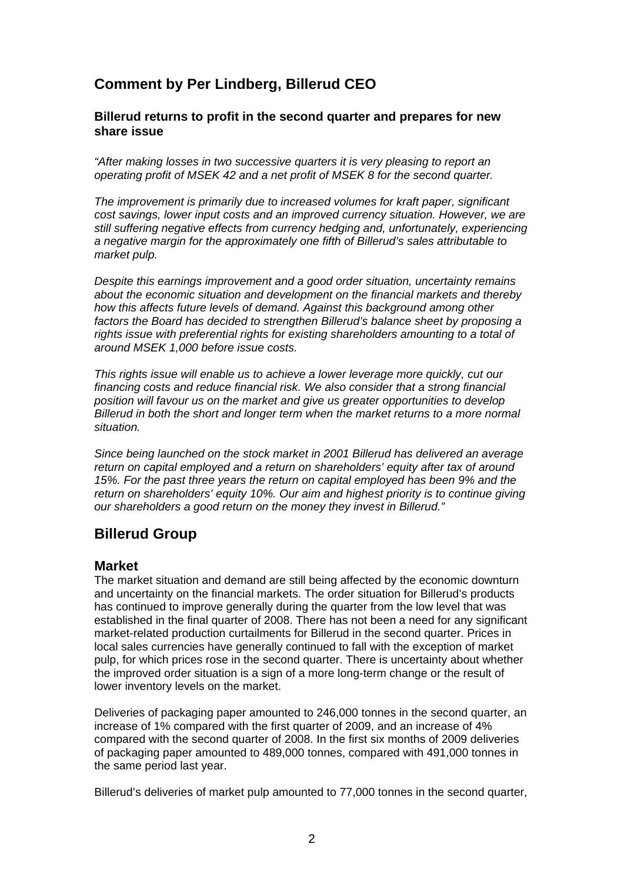## Comment by Per Lindberg, Billerud CEO

### Billerud returns to profit in the second quarter and prepares for new share issue

*"After making losses in two successive quarters it is very pleasing to report an operating profit of MSEK 42 and a net profit of MSEK 8 for the second quarter.*

*The improvement is primarily due to increased volumes for kraft paper, significant cost savings, lower input costs and an improved currency situation. However, we are still suffering negative effects from currency hedging and, unfortunately, experiencing a negative margin for the approximately one fifth of Billerud's sales attributable to market pulp.*

*Despite this earnings improvement and a good order situation, uncertainty remains about the economic situation and development on the financial markets and thereby how this affects future levels of demand. Against this background among other factors the Board has decided to strengthen Billerud's balance sheet by proposing a rights issue with preferential rights for existing shareholders amounting to a total of around MSEK 1,000 before issue costs.*

*This rights issue will enable us to achieve a lower leverage more quickly, cut our financing costs and reduce financial risk. We also consider that a strong financial position will favour us on the market and give us greater opportunities to develop Billerud in both the short and longer term when the market returns to a more normal situation.*

*Since being launched on the stock market in 2001 Billerud has delivered an average return on capital employed and a return on shareholders' equity after tax of around 15%. For the past three years the return on capital employed has been 9% and the return on shareholders' equity 10%. Our aim and highest priority is to continue giving our shareholders a good return on the money they invest in Billerud."*

## Billerud Group

### Market

The market situation and demand are still being affected by the economic downturn and uncertainty on the financial markets. The order situation for Billerud's products has continued to improve generally during the quarter from the low level that was established in the final quarter of 2008. There has not been a need for any significant market-related production curtailments for Billerud in the second quarter. Prices in local sales currencies have generally continued to fall with the exception of market pulp, for which prices rose in the second quarter. There is uncertainty about whether the improved order situation is a sign of a more long-term change or the result of lower inventory levels on the market.

Deliveries of packaging paper amounted to 246,000 tonnes in the second quarter, an increase of 1% compared with the first quarter of 2009, and an increase of 4% compared with the second quarter of 2008. In the first six months of 2009 deliveries of packaging paper amounted to 489,000 tonnes, compared with 491,000 tonnes in the same period last year.

Billerud's deliveries of market pulp amounted to 77,000 tonnes in the second quarter,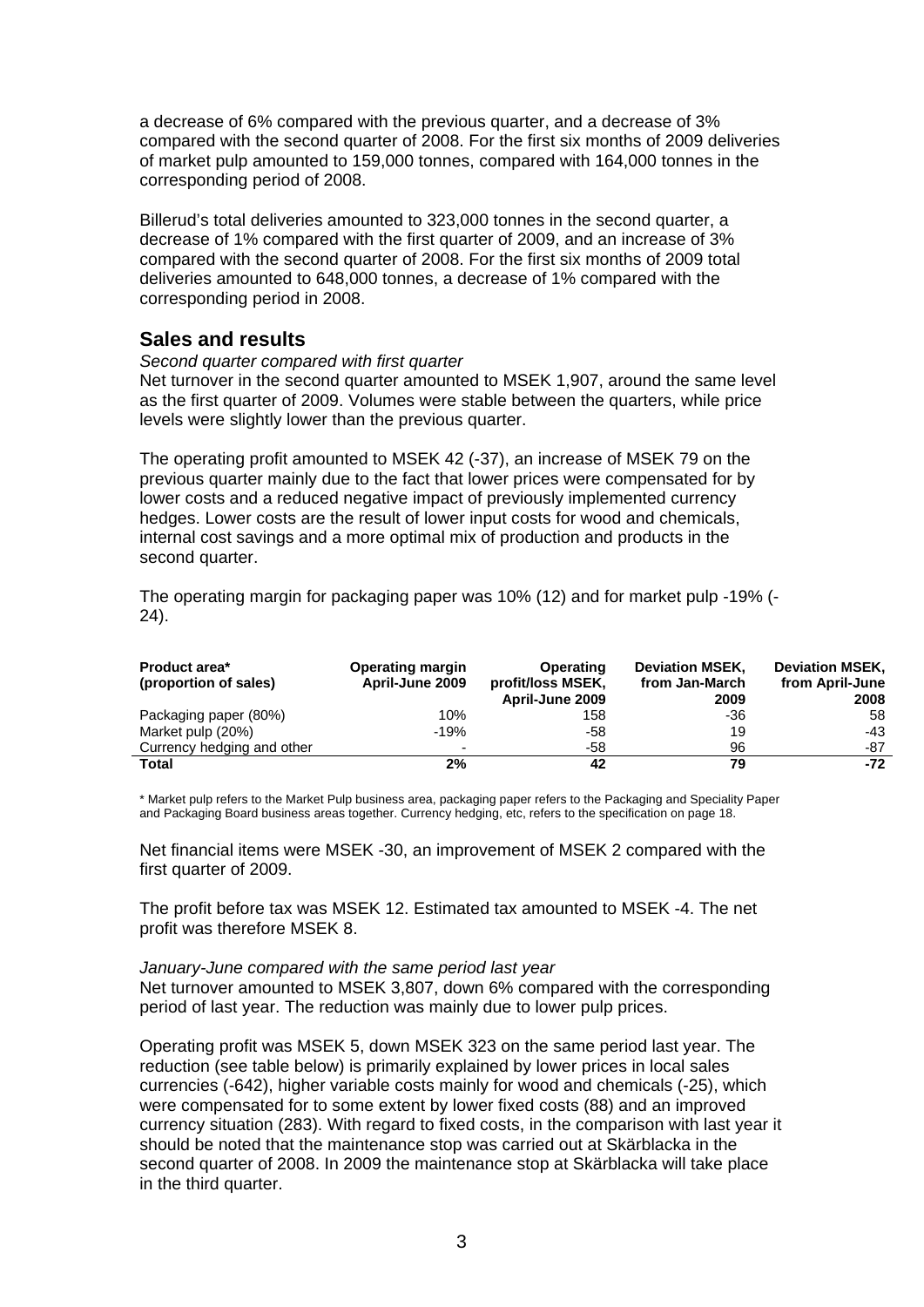a decrease of 6% compared with the previous quarter, and a decrease of 3% compared with the second quarter of 2008. For the first six months of 2009 deliveries of market pulp amounted to 159,000 tonnes, compared with 164,000 tonnes in the corresponding period of 2008.

Billerud's total deliveries amounted to 323,000 tonnes in the second quarter, a decrease of 1% compared with the first quarter of 2009, and an increase of 3% compared with the second quarter of 2008. For the first six months of 2009 total deliveries amounted to 648,000 tonnes, a decrease of 1% compared with the corresponding period in 2008.

## Sales and results

*Second quarter compared with first quarter*

Net turnover in the second quarter amounted to MSEK 1,907, around the same level as the first quarter of 2009. Volumes were stable between the quarters, while price levels were slightly lower than the previous quarter.

The operating profit amounted to MSEK 42 (-37), an increase of MSEK 79 on the previous quarter mainly due to the fact that lower prices were compensated for by lower costs and a reduced negative impact of previously implemented currency hedges. Lower costs are the result of lower input costs for wood and chemicals, internal cost savings and a more optimal mix of production and products in the second quarter.

The operating margin for packaging paper was 10% (12) and for market pulp -19% (-24).

| Product area* (proportion of sales) | Operating margin April-June 2009 | Operating profit/loss MSEK, April-June 2009 | Deviation MSEK, from Jan-March 2009 | Deviation MSEK, from April-June 2008 |
|---|---|---|---|---|
| Packaging paper (80%) | 10% | 158 | -36 | 58 |
| Market pulp (20%) | -19% | -58 | 19 | -43 |
| Currency hedging and other | - | -58 | 96 | -87 |
| **Total** | **2%** | **42** | **79** | **-72** |

\* Market pulp refers to the Market Pulp business area, packaging paper refers to the Packaging and Speciality Paper and Packaging Board business areas together. Currency hedging, etc, refers to the specification on page 18.

Net financial items were MSEK -30, an improvement of MSEK 2 compared with the first quarter of 2009.

The profit before tax was MSEK 12. Estimated tax amounted to MSEK -4. The net profit was therefore MSEK 8.

*January-June compared with the same period last year*

Net turnover amounted to MSEK 3,807, down 6% compared with the corresponding period of last year. The reduction was mainly due to lower pulp prices.

Operating profit was MSEK 5, down MSEK 323 on the same period last year. The reduction (see table below) is primarily explained by lower prices in local sales currencies (-642), higher variable costs mainly for wood and chemicals (-25), which were compensated for to some extent by lower fixed costs (88) and an improved currency situation (283). With regard to fixed costs, in the comparison with last year it should be noted that the maintenance stop was carried out at Skärblacka in the second quarter of 2008. In 2009 the maintenance stop at Skärblacka will take place in the third quarter.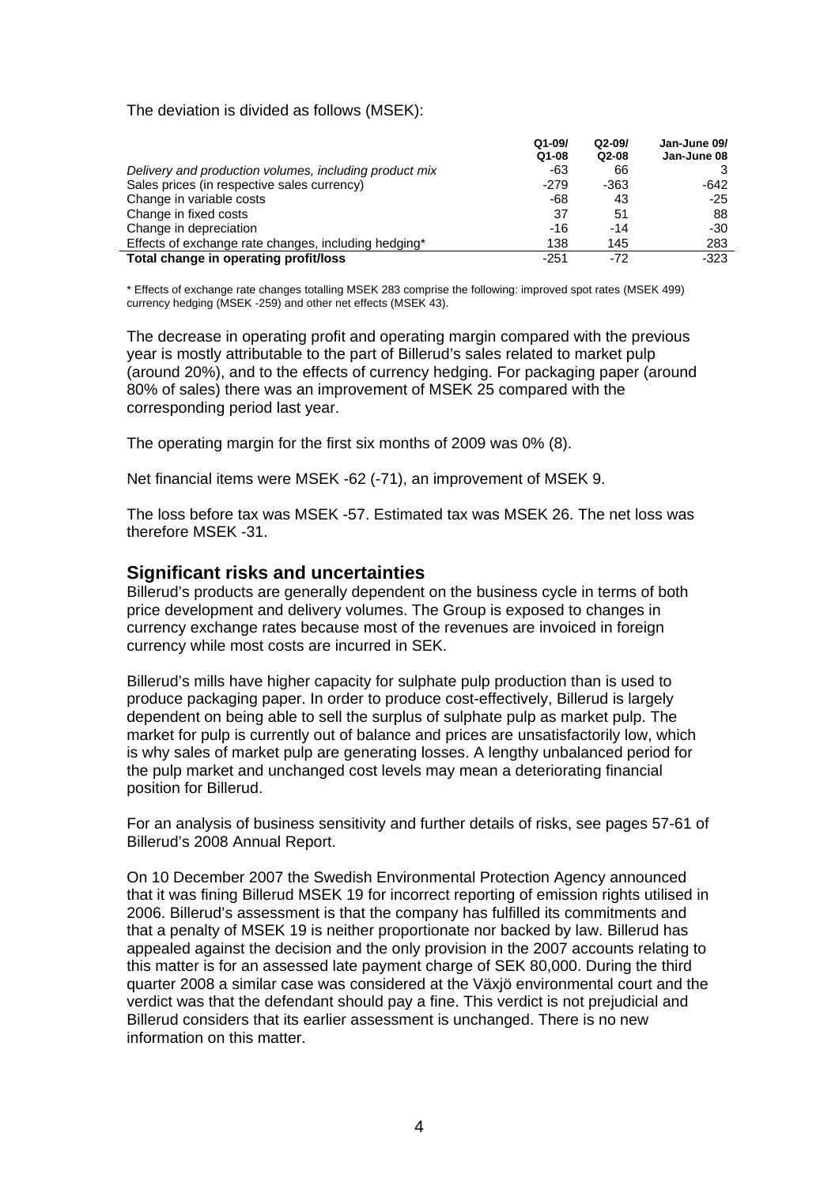The deviation is divided as follows (MSEK):

| | Q1-09/ Q1-08 | Q2-09/ Q2-08 | Jan-June 09/ Jan-June 08 |
|---|---|---|---|
| *Delivery and production volumes, including product mix* | -63 | 66 | 3 |
| Sales prices (in respective sales currency) | -279 | -363 | -642 |
| Change in variable costs | -68 | 43 | -25 |
| Change in fixed costs | 37 | 51 | 88 |
| Change in depreciation | -16 | -14 | -30 |
| Effects of exchange rate changes, including hedging* | 138 | 145 | 283 |
| **Total change in operating profit/loss** | -251 | -72 | -323 |

\* Effects of exchange rate changes totalling MSEK 283 comprise the following: improved spot rates (MSEK 499) currency hedging (MSEK -259) and other net effects (MSEK 43).

The decrease in operating profit and operating margin compared with the previous year is mostly attributable to the part of Billerud's sales related to market pulp (around 20%), and to the effects of currency hedging. For packaging paper (around 80% of sales) there was an improvement of MSEK 25 compared with the corresponding period last year.

The operating margin for the first six months of 2009 was 0% (8).

Net financial items were MSEK -62 (-71), an improvement of MSEK 9.

The loss before tax was MSEK -57. Estimated tax was MSEK 26. The net loss was therefore MSEK -31.

## Significant risks and uncertainties

Billerud's products are generally dependent on the business cycle in terms of both price development and delivery volumes. The Group is exposed to changes in currency exchange rates because most of the revenues are invoiced in foreign currency while most costs are incurred in SEK.

Billerud's mills have higher capacity for sulphate pulp production than is used to produce packaging paper. In order to produce cost-effectively, Billerud is largely dependent on being able to sell the surplus of sulphate pulp as market pulp. The market for pulp is currently out of balance and prices are unsatisfactorily low, which is why sales of market pulp are generating losses. A lengthy unbalanced period for the pulp market and unchanged cost levels may mean a deteriorating financial position for Billerud.

For an analysis of business sensitivity and further details of risks, see pages 57-61 of Billerud's 2008 Annual Report.

On 10 December 2007 the Swedish Environmental Protection Agency announced that it was fining Billerud MSEK 19 for incorrect reporting of emission rights utilised in 2006. Billerud's assessment is that the company has fulfilled its commitments and that a penalty of MSEK 19 is neither proportionate nor backed by law. Billerud has appealed against the decision and the only provision in the 2007 accounts relating to this matter is for an assessed late payment charge of SEK 80,000. During the third quarter 2008 a similar case was considered at the Växjö environmental court and the verdict was that the defendant should pay a fine. This verdict is not prejudicial and Billerud considers that its earlier assessment is unchanged. There is no new information on this matter.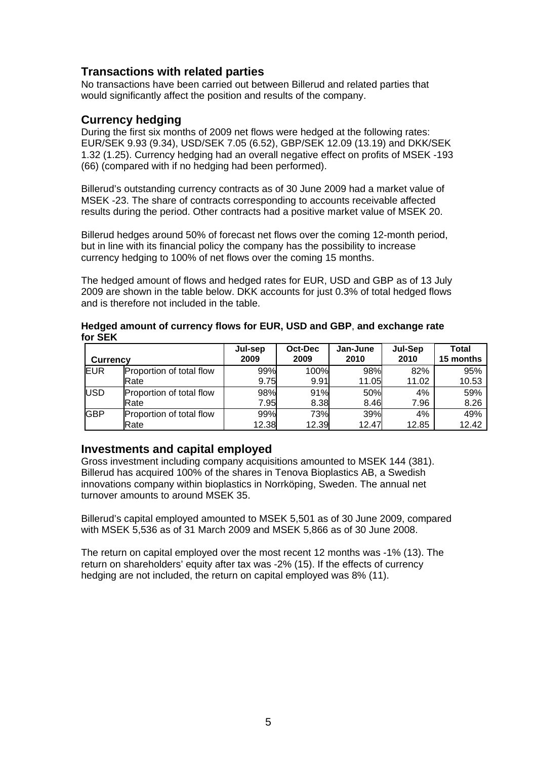## Transactions with related parties

No transactions have been carried out between Billerud and related parties that would significantly affect the position and results of the company.

## Currency hedging

During the first six months of 2009 net flows were hedged at the following rates: EUR/SEK 9.93 (9.34), USD/SEK 7.05 (6.52), GBP/SEK 12.09 (13.19) and DKK/SEK 1.32 (1.25). Currency hedging had an overall negative effect on profits of MSEK -193 (66) (compared with if no hedging had been performed).

Billerud's outstanding currency contracts as of 30 June 2009 had a market value of MSEK -23. The share of contracts corresponding to accounts receivable affected results during the period. Other contracts had a positive market value of MSEK 20.

Billerud hedges around 50% of forecast net flows over the coming 12-month period, but in line with its financial policy the company has the possibility to increase currency hedging to 100% of net flows over the coming 15 months.

The hedged amount of flows and hedged rates for EUR, USD and GBP as of 13 July 2009 are shown in the table below. DKK accounts for just 0.3% of total hedged flows and is therefore not included in the table.

**Hedged amount of currency flows for EUR, USD and GBP, and exchange rate for SEK**

| Currency | | Jul-sep 2009 | Oct-Dec 2009 | Jan-June 2010 | Jul-Sep 2010 | Total 15 months |
|---|---|---|---|---|---|---|
| EUR | Proportion of total flow | 99% | 100% | 98% | 82% | 95% |
| | Rate | 9.75 | 9.91 | 11.05 | 11.02 | 10.53 |
| USD | Proportion of total flow | 98% | 91% | 50% | 4% | 59% |
| | Rate | 7.95 | 8.38 | 8.46 | 7.96 | 8.26 |
| GBP | Proportion of total flow | 99% | 73% | 39% | 4% | 49% |
| | Rate | 12.38 | 12.39 | 12.47 | 12.85 | 12.42 |

## Investments and capital employed

Gross investment including company acquisitions amounted to MSEK 144 (381). Billerud has acquired 100% of the shares in Tenova Bioplastics AB, a Swedish innovations company within bioplastics in Norrköping, Sweden. The annual net turnover amounts to around MSEK 35.

Billerud's capital employed amounted to MSEK 5,501 as of 30 June 2009, compared with MSEK 5,536 as of 31 March 2009 and MSEK 5,866 as of 30 June 2008.

The return on capital employed over the most recent 12 months was -1% (13). The return on shareholders' equity after tax was -2% (15). If the effects of currency hedging are not included, the return on capital employed was 8% (11).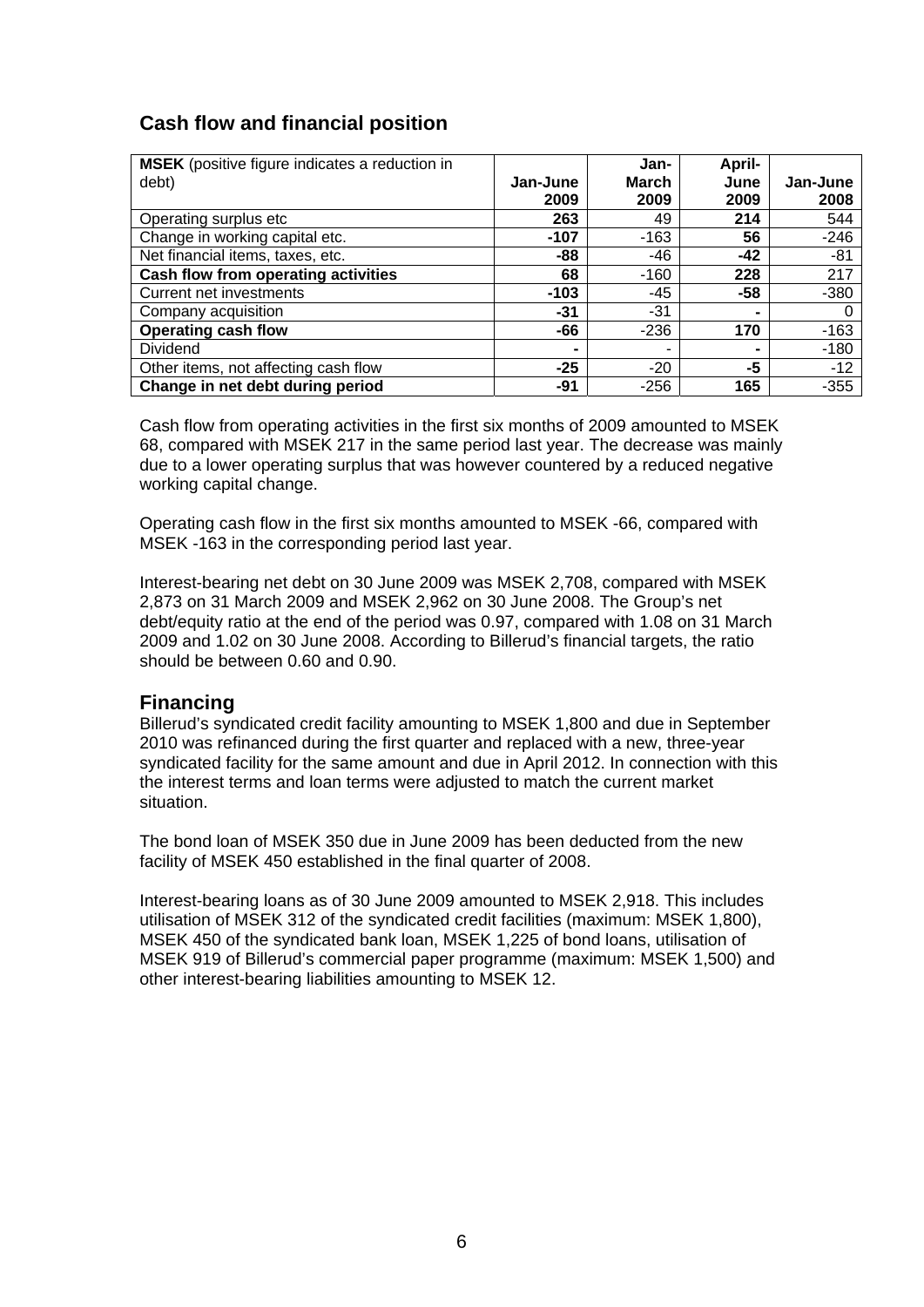## Cash flow and financial position

| **MSEK** (positive figure indicates a reduction in debt) | **Jan-June 2009** | **Jan-March 2009** | **April-June 2009** | **Jan-June 2008** |
|---|---|---|---|---|
| Operating surplus etc | **263** | 49 | **214** | 544 |
| Change in working capital etc. | **-107** | -163 | **56** | -246 |
| Net financial items, taxes, etc. | **-88** | -46 | **-42** | -81 |
| **Cash flow from operating activities** | **68** | -160 | **228** | 217 |
| Current net investments | **-103** | -45 | **-58** | -380 |
| Company acquisition | **-31** | -31 | **-** | 0 |
| **Operating cash flow** | **-66** | -236 | **170** | -163 |
| Dividend | **-** | - | **-** | -180 |
| Other items, not affecting cash flow | **-25** | -20 | **-5** | -12 |
| **Change in net debt during period** | **-91** | -256 | **165** | -355 |

Cash flow from operating activities in the first six months of 2009 amounted to MSEK 68, compared with MSEK 217 in the same period last year. The decrease was mainly due to a lower operating surplus that was however countered by a reduced negative working capital change.

Operating cash flow in the first six months amounted to MSEK -66, compared with MSEK -163 in the corresponding period last year.

Interest-bearing net debt on 30 June 2009 was MSEK 2,708, compared with MSEK 2,873 on 31 March 2009 and MSEK 2,962 on 30 June 2008. The Group's net debt/equity ratio at the end of the period was 0.97, compared with 1.08 on 31 March 2009 and 1.02 on 30 June 2008. According to Billerud's financial targets, the ratio should be between 0.60 and 0.90.

## Financing

Billerud's syndicated credit facility amounting to MSEK 1,800 and due in September 2010 was refinanced during the first quarter and replaced with a new, three-year syndicated facility for the same amount and due in April 2012. In connection with this the interest terms and loan terms were adjusted to match the current market situation.

The bond loan of MSEK 350 due in June 2009 has been deducted from the new facility of MSEK 450 established in the final quarter of 2008.

Interest-bearing loans as of 30 June 2009 amounted to MSEK 2,918. This includes utilisation of MSEK 312 of the syndicated credit facilities (maximum: MSEK 1,800), MSEK 450 of the syndicated bank loan, MSEK 1,225 of bond loans, utilisation of MSEK 919 of Billerud's commercial paper programme (maximum: MSEK 1,500) and other interest-bearing liabilities amounting to MSEK 12.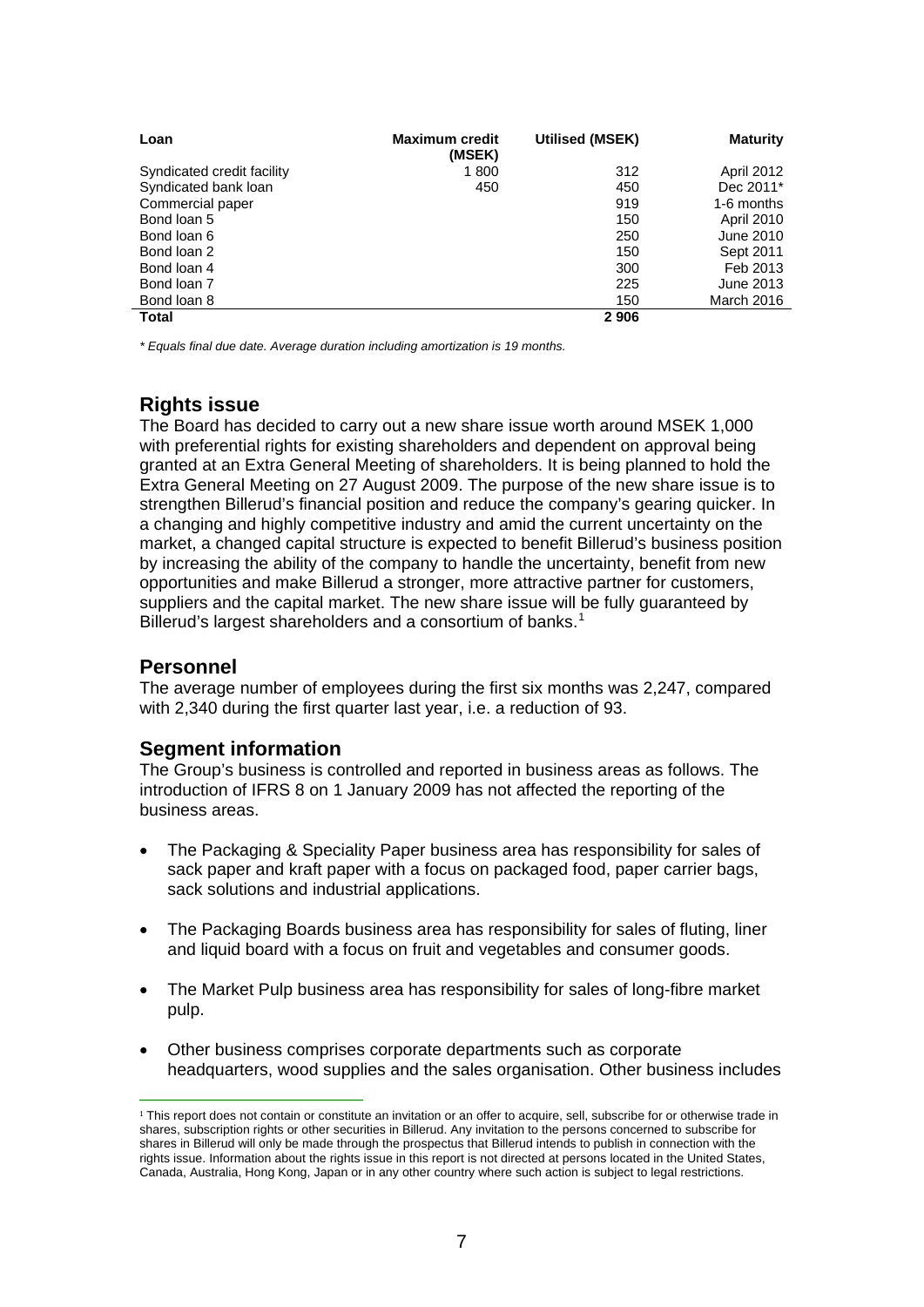| Loan | Maximum credit (MSEK) | Utilised (MSEK) | Maturity |
|---|---|---|---|
| Syndicated credit facility | 1 800 | 312 | April 2012 |
| Syndicated bank loan | 450 | 450 | Dec 2011* |
| Commercial paper | | 919 | 1-6 months |
| Bond loan 5 | | 150 | April 2010 |
| Bond loan 6 | | 250 | June 2010 |
| Bond loan 2 | | 150 | Sept 2011 |
| Bond loan 4 | | 300 | Feb 2013 |
| Bond loan 7 | | 225 | June 2013 |
| Bond loan 8 | | 150 | March 2016 |
| **Total** | | **2 906** | |

*\* Equals final due date. Average duration including amortization is 19 months.*

## Rights issue

The Board has decided to carry out a new share issue worth around MSEK 1,000 with preferential rights for existing shareholders and dependent on approval being granted at an Extra General Meeting of shareholders. It is being planned to hold the Extra General Meeting on 27 August 2009. The purpose of the new share issue is to strengthen Billerud's financial position and reduce the company's gearing quicker. In a changing and highly competitive industry and amid the current uncertainty on the market, a changed capital structure is expected to benefit Billerud's business position by increasing the ability of the company to handle the uncertainty, benefit from new opportunities and make Billerud a stronger, more attractive partner for customers, suppliers and the capital market. The new share issue will be fully guaranteed by Billerud's largest shareholders and a consortium of banks.[1]

## Personnel

The average number of employees during the first six months was 2,247, compared with 2,340 during the first quarter last year, i.e. a reduction of 93.

## Segment information

The Group's business is controlled and reported in business areas as follows. The introduction of IFRS 8 on 1 January 2009 has not affected the reporting of the business areas.

- The Packaging & Speciality Paper business area has responsibility for sales of sack paper and kraft paper with a focus on packaged food, paper carrier bags, sack solutions and industrial applications.
- The Packaging Boards business area has responsibility for sales of fluting, liner and liquid board with a focus on fruit and vegetables and consumer goods.
- The Market Pulp business area has responsibility for sales of long-fibre market pulp.
- Other business comprises corporate departments such as corporate headquarters, wood supplies and the sales organisation. Other business includes

[1] This report does not contain or constitute an invitation or an offer to acquire, sell, subscribe for or otherwise trade in shares, subscription rights or other securities in Billerud. Any invitation to the persons concerned to subscribe for shares in Billerud will only be made through the prospectus that Billerud intends to publish in connection with the rights issue. Information about the rights issue in this report is not directed at persons located in the United States, Canada, Australia, Hong Kong, Japan or in any other country where such action is subject to legal restrictions.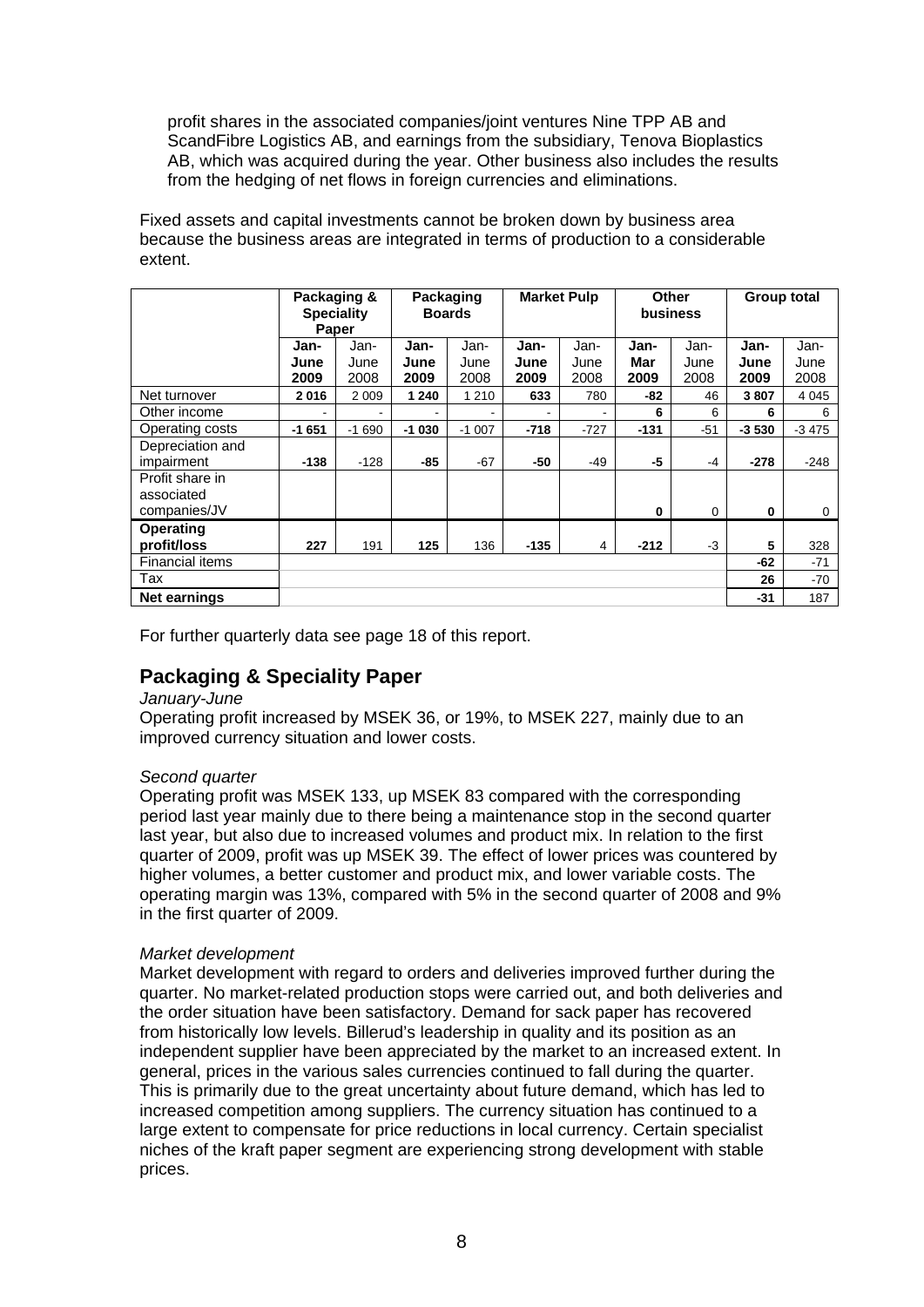profit shares in the associated companies/joint ventures Nine TPP AB and ScandFibre Logistics AB, and earnings from the subsidiary, Tenova Bioplastics AB, which was acquired during the year. Other business also includes the results from the hedging of net flows in foreign currencies and eliminations.

Fixed assets and capital investments cannot be broken down by business area because the business areas are integrated in terms of production to a considerable extent.

| | Packaging & Speciality Paper | | Packaging Boards | | Market Pulp | | Other business | | Group total | |
|---|---|---|---|---|---|---|---|---|---|---|
| | **Jan-June 2009** | Jan-June 2008 | **Jan-June 2009** | Jan-June 2008 | **Jan-June 2009** | Jan-June 2008 | **Jan-Mar 2009** | Jan-June 2008 | **Jan-June 2009** | Jan-June 2008 |
| Net turnover | **2 016** | 2 009 | **1 240** | 1 210 | **633** | 780 | **-82** | 46 | **3 807** | 4 045 |
| Other income | - | - | - | - | - | - | **6** | 6 | **6** | 6 |
| Operating costs | **-1 651** | -1 690 | **-1 030** | -1 007 | **-718** | -727 | **-131** | -51 | **-3 530** | -3 475 |
| Depreciation and impairment | **-138** | -128 | **-85** | -67 | **-50** | -49 | **-5** | -4 | **-278** | -248 |
| Profit share in associated companies/JV | | | | | | | **0** | 0 | **0** | 0 |
| **Operating profit/loss** | **227** | 191 | **125** | 136 | **-135** | 4 | **-212** | -3 | **5** | 328 |
| Financial items | | | | | | | | | **-62** | -71 |
| Tax | | | | | | | | | **26** | -70 |
| **Net earnings** | | | | | | | | | **-31** | 187 |

For further quarterly data see page 18 of this report.

## Packaging & Speciality Paper

*January-June*

Operating profit increased by MSEK 36, or 19%, to MSEK 227, mainly due to an improved currency situation and lower costs.

*Second quarter*

Operating profit was MSEK 133, up MSEK 83 compared with the corresponding period last year mainly due to there being a maintenance stop in the second quarter last year, but also due to increased volumes and product mix. In relation to the first quarter of 2009, profit was up MSEK 39. The effect of lower prices was countered by higher volumes, a better customer and product mix, and lower variable costs. The operating margin was 13%, compared with 5% in the second quarter of 2008 and 9% in the first quarter of 2009.

*Market development*

Market development with regard to orders and deliveries improved further during the quarter. No market-related production stops were carried out, and both deliveries and the order situation have been satisfactory. Demand for sack paper has recovered from historically low levels. Billerud's leadership in quality and its position as an independent supplier have been appreciated by the market to an increased extent. In general, prices in the various sales currencies continued to fall during the quarter. This is primarily due to the great uncertainty about future demand, which has led to increased competition among suppliers. The currency situation has continued to a large extent to compensate for price reductions in local currency. Certain specialist niches of the kraft paper segment are experiencing strong development with stable prices.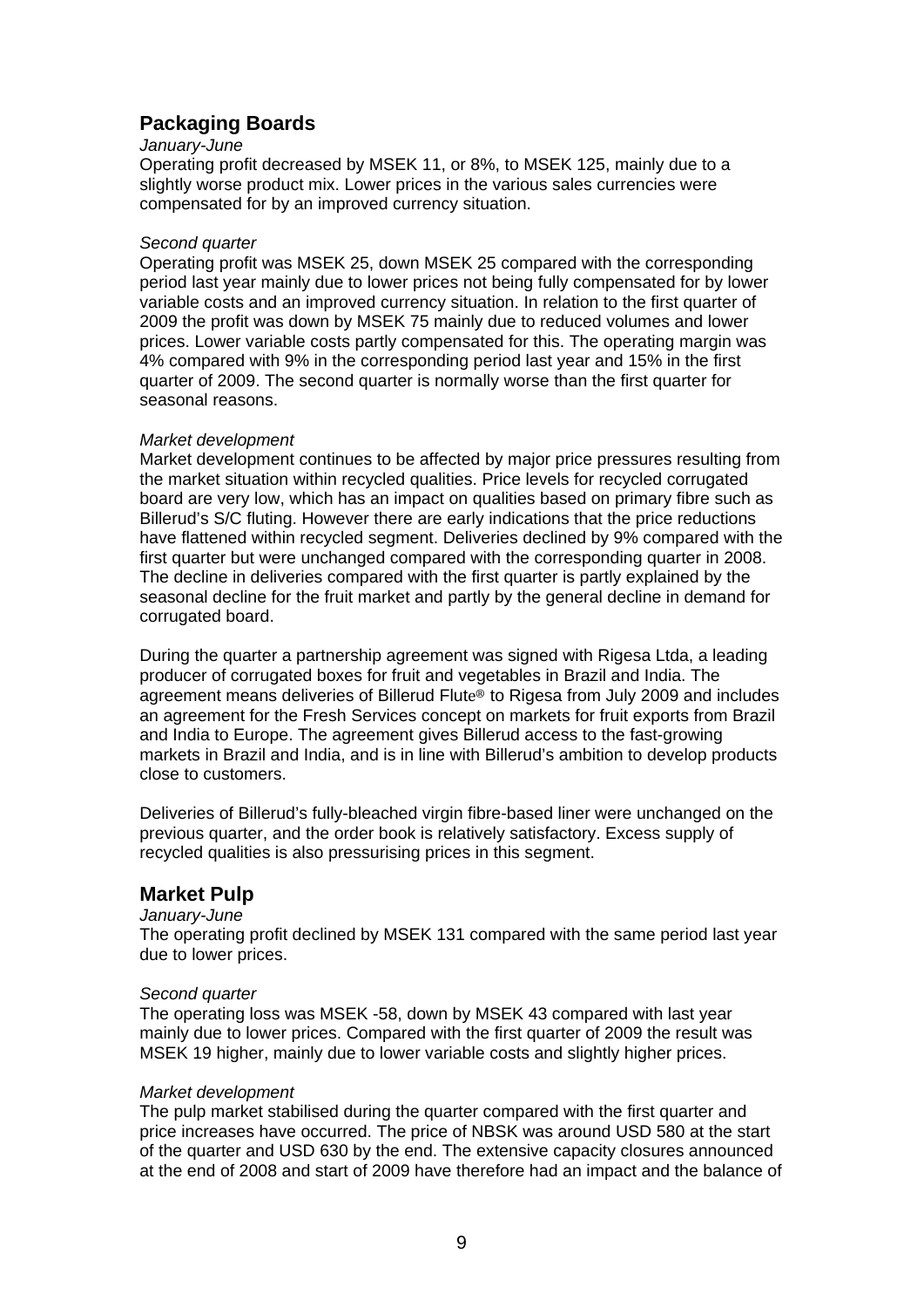## Packaging Boards

*January-June*

Operating profit decreased by MSEK 11, or 8%, to MSEK 125, mainly due to a slightly worse product mix. Lower prices in the various sales currencies were compensated for by an improved currency situation.

*Second quarter*

Operating profit was MSEK 25, down MSEK 25 compared with the corresponding period last year mainly due to lower prices not being fully compensated for by lower variable costs and an improved currency situation. In relation to the first quarter of 2009 the profit was down by MSEK 75 mainly due to reduced volumes and lower prices. Lower variable costs partly compensated for this. The operating margin was 4% compared with 9% in the corresponding period last year and 15% in the first quarter of 2009. The second quarter is normally worse than the first quarter for seasonal reasons.

*Market development*

Market development continues to be affected by major price pressures resulting from the market situation within recycled qualities. Price levels for recycled corrugated board are very low, which has an impact on qualities based on primary fibre such as Billerud's S/C fluting. However there are early indications that the price reductions have flattened within recycled segment. Deliveries declined by 9% compared with the first quarter but were unchanged compared with the corresponding quarter in 2008. The decline in deliveries compared with the first quarter is partly explained by the seasonal decline for the fruit market and partly by the general decline in demand for corrugated board.

During the quarter a partnership agreement was signed with Rigesa Ltda, a leading producer of corrugated boxes for fruit and vegetables in Brazil and India. The agreement means deliveries of Billerud Flute® to Rigesa from July 2009 and includes an agreement for the Fresh Services concept on markets for fruit exports from Brazil and India to Europe. The agreement gives Billerud access to the fast-growing markets in Brazil and India, and is in line with Billerud's ambition to develop products close to customers.

Deliveries of Billerud's fully-bleached virgin fibre-based liner were unchanged on the previous quarter, and the order book is relatively satisfactory. Excess supply of recycled qualities is also pressurising prices in this segment.

## Market Pulp

*January-June*

The operating profit declined by MSEK 131 compared with the same period last year due to lower prices.

*Second quarter*

The operating loss was MSEK -58, down by MSEK 43 compared with last year mainly due to lower prices. Compared with the first quarter of 2009 the result was MSEK 19 higher, mainly due to lower variable costs and slightly higher prices.

*Market development*

The pulp market stabilised during the quarter compared with the first quarter and price increases have occurred. The price of NBSK was around USD 580 at the start of the quarter and USD 630 by the end. The extensive capacity closures announced at the end of 2008 and start of 2009 have therefore had an impact and the balance of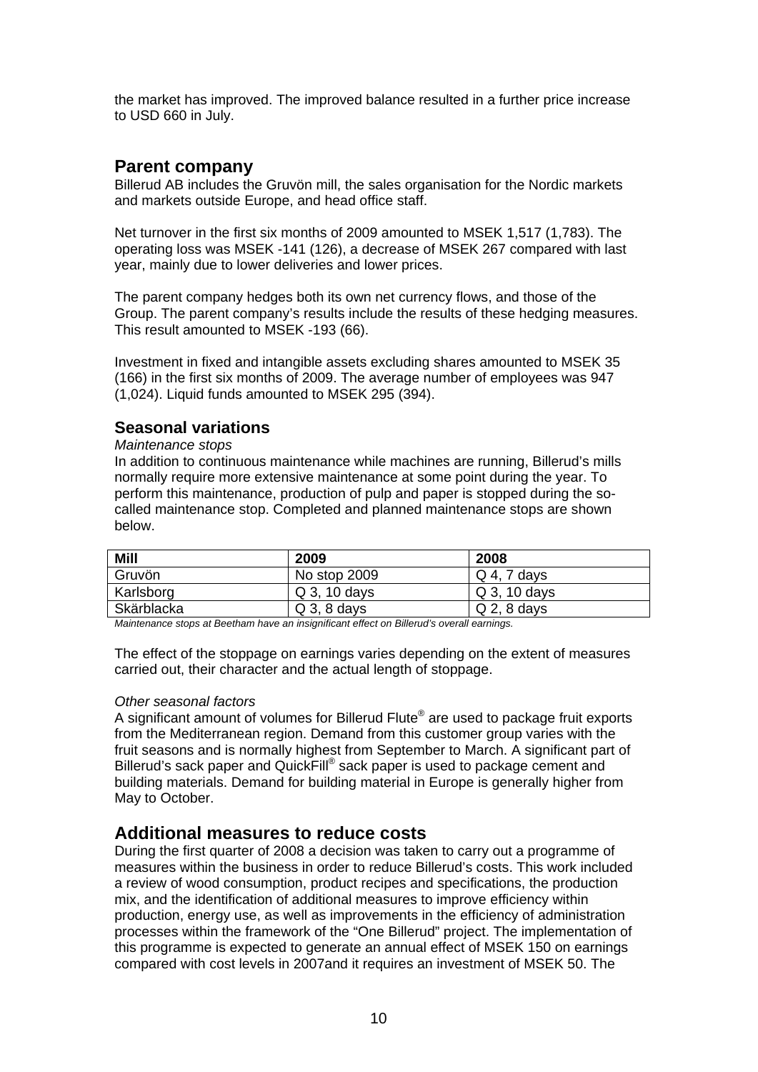the market has improved. The improved balance resulted in a further price increase to USD 660 in July.

## Parent company

Billerud AB includes the Gruvön mill, the sales organisation for the Nordic markets and markets outside Europe, and head office staff.

Net turnover in the first six months of 2009 amounted to MSEK 1,517 (1,783). The operating loss was MSEK -141 (126), a decrease of MSEK 267 compared with last year, mainly due to lower deliveries and lower prices.

The parent company hedges both its own net currency flows, and those of the Group. The parent company's results include the results of these hedging measures. This result amounted to MSEK -193 (66).

Investment in fixed and intangible assets excluding shares amounted to MSEK 35 (166) in the first six months of 2009. The average number of employees was 947 (1,024). Liquid funds amounted to MSEK 295 (394).

## Seasonal variations

*Maintenance stops*

In addition to continuous maintenance while machines are running, Billerud's mills normally require more extensive maintenance at some point during the year. To perform this maintenance, production of pulp and paper is stopped during the so-called maintenance stop. Completed and planned maintenance stops are shown below.

| Mill | 2009 | 2008 |
|---|---|---|
| Gruvön | No stop 2009 | Q 4, 7 days |
| Karlsborg | Q 3, 10 days | Q 3, 10 days |
| Skärblacka | Q 3, 8 days | Q 2, 8 days |

*Maintenance stops at Beetham have an insignificant effect on Billerud's overall earnings.*

The effect of the stoppage on earnings varies depending on the extent of measures carried out, their character and the actual length of stoppage.

*Other seasonal factors*

A significant amount of volumes for Billerud Flute® are used to package fruit exports from the Mediterranean region. Demand from this customer group varies with the fruit seasons and is normally highest from September to March. A significant part of Billerud's sack paper and QuickFill® sack paper is used to package cement and building materials. Demand for building material in Europe is generally higher from May to October.

## Additional measures to reduce costs

During the first quarter of 2008 a decision was taken to carry out a programme of measures within the business in order to reduce Billerud's costs. This work included a review of wood consumption, product recipes and specifications, the production mix, and the identification of additional measures to improve efficiency within production, energy use, as well as improvements in the efficiency of administration processes within the framework of the "One Billerud" project. The implementation of this programme is expected to generate an annual effect of MSEK 150 on earnings compared with cost levels in 2007and it requires an investment of MSEK 50. The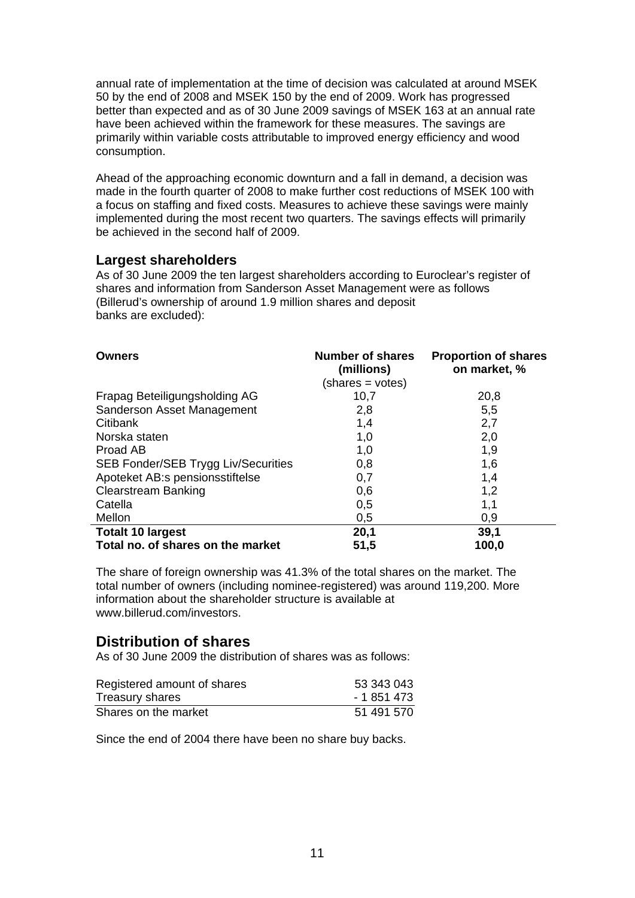annual rate of implementation at the time of decision was calculated at around MSEK 50 by the end of 2008 and MSEK 150 by the end of 2009. Work has progressed better than expected and as of 30 June 2009 savings of MSEK 163 at an annual rate have been achieved within the framework for these measures. The savings are primarily within variable costs attributable to improved energy efficiency and wood consumption.

Ahead of the approaching economic downturn and a fall in demand, a decision was made in the fourth quarter of 2008 to make further cost reductions of MSEK 100 with a focus on staffing and fixed costs. Measures to achieve these savings were mainly implemented during the most recent two quarters. The savings effects will primarily be achieved in the second half of 2009.

## Largest shareholders

As of 30 June 2009 the ten largest shareholders according to Euroclear's register of shares and information from Sanderson Asset Management were as follows (Billerud's ownership of around 1.9 million shares and deposit banks are excluded):

| **Owners** | **Number of shares (millions)** (shares = votes) | **Proportion of shares on market, %** |
|---|---|---|
| Frapag Beteiligungsholding AG | 10,7 | 20,8 |
| Sanderson Asset Management | 2,8 | 5,5 |
| Citibank | 1,4 | 2,7 |
| Norska staten | 1,0 | 2,0 |
| Proad AB | 1,0 | 1,9 |
| SEB Fonder/SEB Trygg Liv/Securities | 0,8 | 1,6 |
| Apoteket AB:s pensionsstiftelse | 0,7 | 1,4 |
| Clearstream Banking | 0,6 | 1,2 |
| Catella | 0,5 | 1,1 |
| Mellon | 0,5 | 0,9 |
| **Totalt 10 largest** | **20,1** | **39,1** |
| **Total no. of shares on the market** | **51,5** | **100,0** |

The share of foreign ownership was 41.3% of the total shares on the market. The total number of owners (including nominee-registered) was around 119,200. More information about the shareholder structure is available at www.billerud.com/investors.

## Distribution of shares

As of 30 June 2009 the distribution of shares was as follows:

| | |
|---|---|
| Registered amount of shares | 53 343 043 |
| Treasury shares | - 1 851 473 |
| Shares on the market | 51 491 570 |

Since the end of 2004 there have been no share buy backs.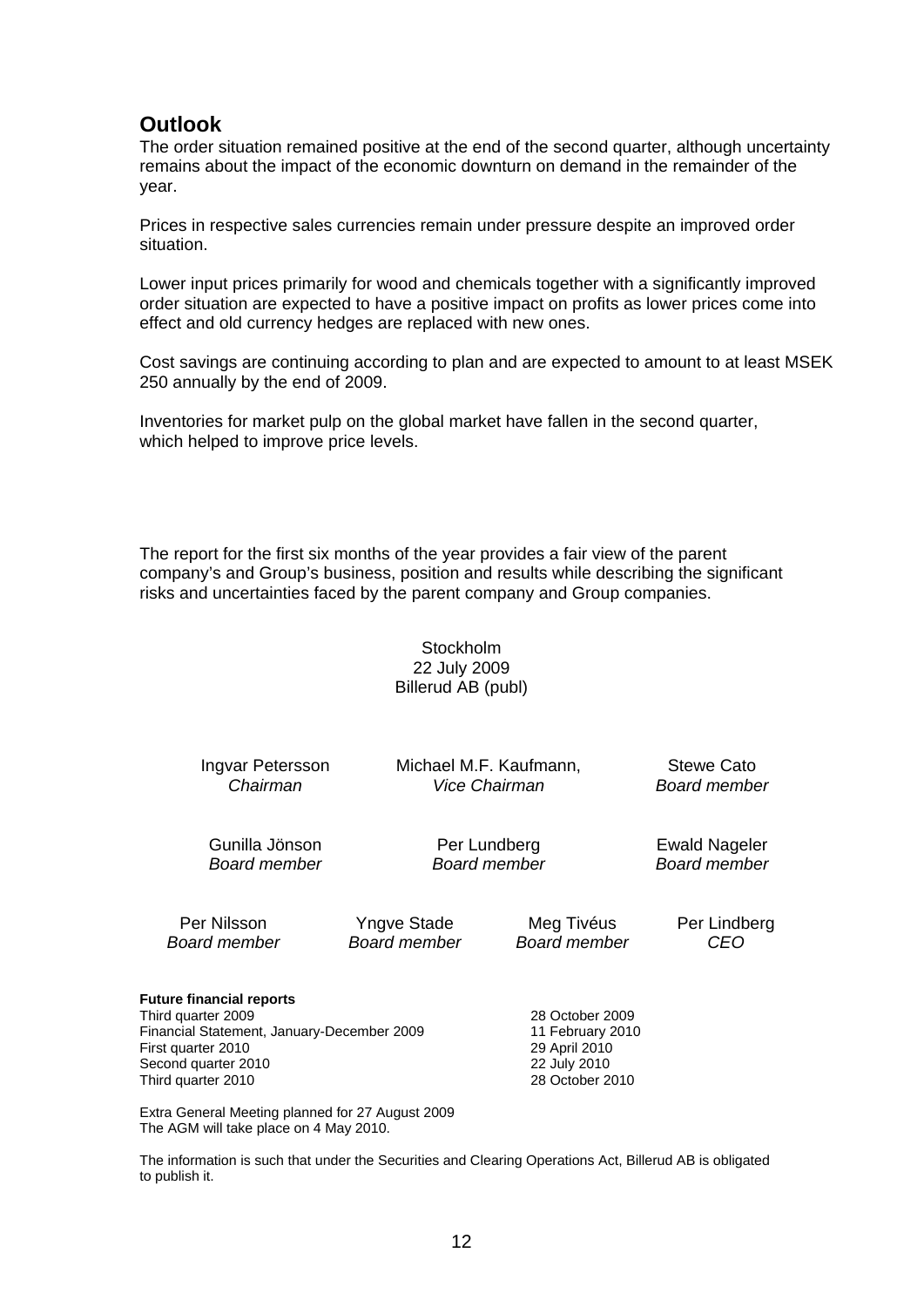## Outlook

The order situation remained positive at the end of the second quarter, although uncertainty remains about the impact of the economic downturn on demand in the remainder of the year.

Prices in respective sales currencies remain under pressure despite an improved order situation.

Lower input prices primarily for wood and chemicals together with a significantly improved order situation are expected to have a positive impact on profits as lower prices come into effect and old currency hedges are replaced with new ones.

Cost savings are continuing according to plan and are expected to amount to at least MSEK 250 annually by the end of 2009.

Inventories for market pulp on the global market have fallen in the second quarter, which helped to improve price levels.

The report for the first six months of the year provides a fair view of the parent company's and Group's business, position and results while describing the significant risks and uncertainties faced by the parent company and Group companies.

Stockholm
22 July 2009
Billerud AB (publ)

Ingvar Petersson
*Chairman*

Michael M.F. Kaufmann,
*Vice Chairman*

Stewe Cato
*Board member*

Gunilla Jönson
*Board member*

Per Lundberg
*Board member*

Ewald Nageler
*Board member*

Per Nilsson
*Board member*

Yngve Stade
*Board member*

Meg Tivéus
*Board member*

Per Lindberg
*CEO*

**Future financial reports**

| | |
|---|---|
| Third quarter 2009 | 28 October 2009 |
| Financial Statement, January-December 2009 | 11 February 2010 |
| First quarter 2010 | 29 April 2010 |
| Second quarter 2010 | 22 July 2010 |
| Third quarter 2010 | 28 October 2010 |

Extra General Meeting planned for 27 August 2009
The AGM will take place on 4 May 2010.

The information is such that under the Securities and Clearing Operations Act, Billerud AB is obligated to publish it.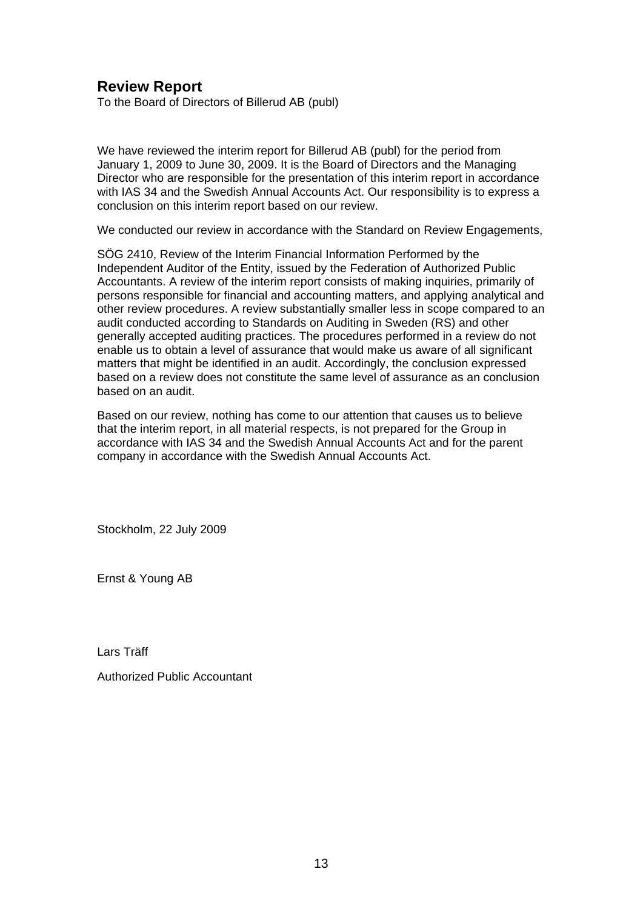## Review Report

To the Board of Directors of Billerud AB (publ)

We have reviewed the interim report for Billerud AB (publ) for the period from January 1, 2009 to June 30, 2009. It is the Board of Directors and the Managing Director who are responsible for the presentation of this interim report in accordance with IAS 34 and the Swedish Annual Accounts Act. Our responsibility is to express a conclusion on this interim report based on our review.

We conducted our review in accordance with the Standard on Review Engagements,

SÖG 2410, Review of the Interim Financial Information Performed by the Independent Auditor of the Entity, issued by the Federation of Authorized Public Accountants. A review of the interim report consists of making inquiries, primarily of persons responsible for financial and accounting matters, and applying analytical and other review procedures. A review substantially smaller less in scope compared to an audit conducted according to Standards on Auditing in Sweden (RS) and other generally accepted auditing practices. The procedures performed in a review do not enable us to obtain a level of assurance that would make us aware of all significant matters that might be identified in an audit. Accordingly, the conclusion expressed based on a review does not constitute the same level of assurance as an conclusion based on an audit.

Based on our review, nothing has come to our attention that causes us to believe that the interim report, in all material respects, is not prepared for the Group in accordance with IAS 34 and the Swedish Annual Accounts Act and for the parent company in accordance with the Swedish Annual Accounts Act.

Stockholm, 22 July 2009

Ernst & Young AB

Lars Träff

Authorized Public Accountant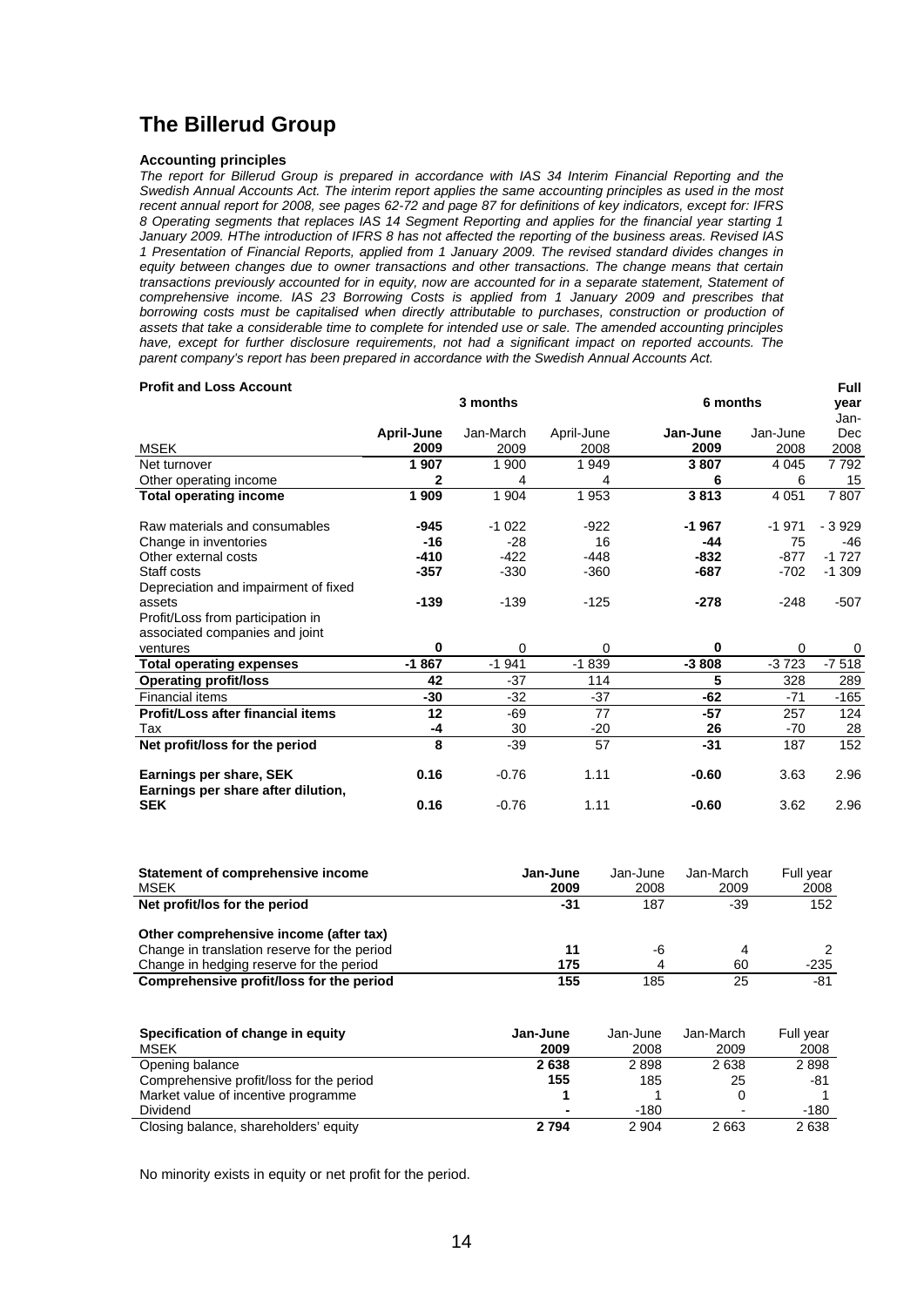# The Billerud Group

**Accounting principles**

*The report for Billerud Group is prepared in accordance with IAS 34 Interim Financial Reporting and the Swedish Annual Accounts Act. The interim report applies the same accounting principles as used in the most recent annual report for 2008, see pages 62-72 and page 87 for definitions of key indicators, except for: IFRS 8 Operating segments that replaces IAS 14 Segment Reporting and applies for the financial year starting 1 January 2009. HThe introduction of IFRS 8 has not affected the reporting of the business areas. Revised IAS 1 Presentation of Financial Reports, applied from 1 January 2009. The revised standard divides changes in equity between changes due to owner transactions and other transactions. The change means that certain transactions previously accounted for in equity, now are accounted for in a separate statement, Statement of comprehensive income. IAS 23 Borrowing Costs is applied from 1 January 2009 and prescribes that borrowing costs must be capitalised when directly attributable to purchases, construction or production of assets that take a considerable time to complete for intended use or sale. The amended accounting principles have, except for further disclosure requirements, not had a significant impact on reported accounts. The parent company's report has been prepared in accordance with the Swedish Annual Accounts Act.*

**Profit and Loss Account**

| MSEK | 3 months April-June 2009 | 3 months Jan-March 2009 | 3 months April-June 2008 | 6 months Jan-June 2009 | 6 months Jan-June 2008 | Full year Jan-Dec 2008 |
|---|---|---|---|---|---|---|
| Net turnover | **1 907** | 1 900 | 1 949 | **3 807** | 4 045 | 7 792 |
| Other operating income | **2** | 4 | 4 | **6** | 6 | 15 |
| **Total operating income** | **1 909** | 1 904 | 1 953 | **3 813** | 4 051 | 7 807 |
| Raw materials and consumables | **-945** | -1 022 | -922 | **-1 967** | -1 971 | - 3 929 |
| Change in inventories | **-16** | -28 | 16 | **-44** | 75 | -46 |
| Other external costs | **-410** | -422 | -448 | **-832** | -877 | -1 727 |
| Staff costs | **-357** | -330 | -360 | **-687** | -702 | -1 309 |
| Depreciation and impairment of fixed assets | **-139** | -139 | -125 | **-278** | -248 | -507 |
| Profit/Loss from participation in associated companies and joint ventures | **0** | 0 | 0 | **0** | 0 | 0 |
| **Total operating expenses** | **-1 867** | -1 941 | -1 839 | **-3 808** | -3 723 | -7 518 |
| **Operating profit/loss** | **42** | -37 | 114 | **5** | 328 | 289 |
| Financial items | **-30** | -32 | -37 | **-62** | -71 | -165 |
| **Profit/Loss after financial items** | **12** | -69 | 77 | **-57** | 257 | 124 |
| Tax | **-4** | 30 | -20 | **26** | -70 | 28 |
| **Net profit/loss for the period** | **8** | -39 | 57 | **-31** | 187 | 152 |
| **Earnings per share, SEK** | **0.16** | -0.76 | 1.11 | **-0.60** | 3.63 | 2.96 |
| **Earnings per share after dilution, SEK** | **0.16** | -0.76 | 1.11 | **-0.60** | 3.62 | 2.96 |

| Statement of comprehensive income MSEK | Jan-June 2009 | Jan-June 2008 | Jan-March 2009 | Full year 2008 |
|---|---|---|---|---|
| **Net profit/los for the period** | **-31** | 187 | -39 | 152 |
| **Other comprehensive income (after tax)** | | | | |
| Change in translation reserve for the period | **11** | -6 | 4 | 2 |
| Change in hedging reserve for the period | **175** | 4 | 60 | -235 |
| **Comprehensive profit/loss for the period** | **155** | 185 | 25 | -81 |

| Specification of change in equity MSEK | Jan-June 2009 | Jan-June 2008 | Jan-March 2009 | Full year 2008 |
|---|---|---|---|---|
| Opening balance | **2 638** | 2 898 | 2 638 | 2 898 |
| Comprehensive profit/loss for the period | **155** | 185 | 25 | -81 |
| Market value of incentive programme | **1** | 1 | 0 | 1 |
| Dividend | **-** | -180 | - | -180 |
| Closing balance, shareholders' equity | **2 794** | 2 904 | 2 663 | 2 638 |

No minority exists in equity or net profit for the period.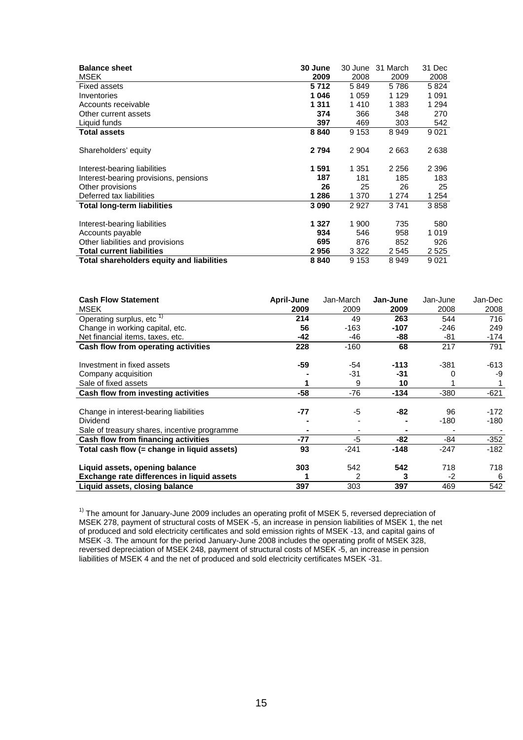| **Balance sheet** | **30 June** | 30 June | 31 March | 31 Dec |
|---|---|---|---|---|
| MSEK | **2009** | 2008 | 2009 | 2008 |
| Fixed assets | **5 712** | 5 849 | 5 786 | 5 824 |
| Inventories | **1 046** | 1 059 | 1 129 | 1 091 |
| Accounts receivable | **1 311** | 1 410 | 1 383 | 1 294 |
| Other current assets | **374** | 366 | 348 | 270 |
| Liquid funds | **397** | 469 | 303 | 542 |
| **Total assets** | **8 840** | 9 153 | 8 949 | 9 021 |
| | | | | |
| Shareholders' equity | **2 794** | 2 904 | 2 663 | 2 638 |
| | | | | |
| Interest-bearing liabilities | **1 591** | 1 351 | 2 256 | 2 396 |
| Interest-bearing provisions, pensions | **187** | 181 | 185 | 183 |
| Other provisions | **26** | 25 | 26 | 25 |
| Deferred tax liabilities | **1 286** | 1 370 | 1 274 | 1 254 |
| **Total long-term liabilities** | **3 090** | 2 927 | 3 741 | 3 858 |
| | | | | |
| Interest-bearing liabilities | **1 327** | 1 900 | 735 | 580 |
| Accounts payable | **934** | 546 | 958 | 1 019 |
| Other liabilities and provisions | **695** | 876 | 852 | 926 |
| **Total current liabilities** | **2 956** | 3 322 | 2 545 | 2 525 |
| **Total shareholders equity and liabilities** | **8 840** | 9 153 | 8 949 | 9 021 |

| **Cash Flow Statement** | **April-June** | Jan-March | **Jan-June** | Jan-June | Jan-Dec |
|---|---|---|---|---|---|
| MSEK | **2009** | 2009 | **2009** | 2008 | 2008 |
| Operating surplus, etc [1] | **214** | 49 | **263** | 544 | 716 |
| Change in working capital, etc. | **56** | -163 | **-107** | -246 | 249 |
| Net financial items, taxes, etc. | **-42** | -46 | **-88** | -81 | -174 |
| **Cash flow from operating activities** | **228** | -160 | **68** | 217 | 791 |
| | | | | | |
| Investment in fixed assets | **-59** | -54 | **-113** | -381 | -613 |
| Company acquisition | **-** | -31 | **-31** | 0 | -9 |
| Sale of fixed assets | **1** | 9 | **10** | 1 | 1 |
| **Cash flow from investing activities** | **-58** | -76 | **-134** | -380 | -621 |
| | | | | | |
| Change in interest-bearing liabilities | **-77** | -5 | **-82** | 96 | -172 |
| Dividend | **-** | - | **-** | -180 | -180 |
| Sale of treasury shares, incentive programme | **-** | - | **-** | - | - |
| **Cash flow from financing activities** | **-77** | -5 | **-82** | -84 | -352 |
| **Total cash flow (= change in liquid assets)** | **93** | -241 | **-148** | -247 | -182 |
| | | | | | |
| **Liquid assets, opening balance** | **303** | 542 | **542** | 718 | 718 |
| **Exchange rate differences in liquid assets** | **1** | 2 | **3** | -2 | 6 |
| **Liquid assets, closing balance** | **397** | 303 | **397** | 469 | 542 |

[1] The amount for January-June 2009 includes an operating profit of MSEK 5, reversed depreciation of MSEK 278, payment of structural costs of MSEK -5, an increase in pension liabilities of MSEK 1, the net of produced and sold electricity certificates and sold emission rights of MSEK -13, and capital gains of MSEK -3. The amount for the period January-June 2008 includes the operating profit of MSEK 328, reversed depreciation of MSEK 248, payment of structural costs of MSEK -5, an increase in pension liabilities of MSEK 4 and the net of produced and sold electricity certificates MSEK -31.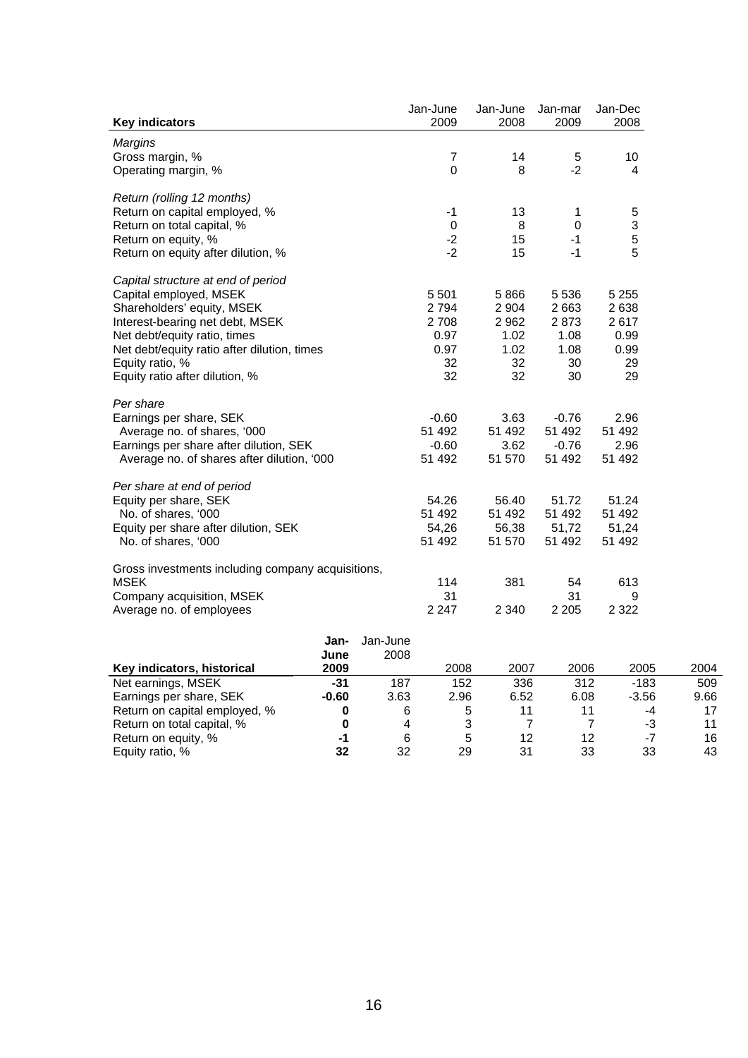| Key indicators | Jan-June 2009 | Jan-June 2008 | Jan-mar 2009 | Jan-Dec 2008 |
|---|---|---|---|---|
| *Margins* | | | | |
| Gross margin, % | 7 | 14 | 5 | 10 |
| Operating margin, % | 0 | 8 | -2 | 4 |
| *Return (rolling 12 months)* | | | | |
| Return on capital employed, % | -1 | 13 | 1 | 5 |
| Return on total capital, % | 0 | 8 | 0 | 3 |
| Return on equity, % | -2 | 15 | -1 | 5 |
| Return on equity after dilution, % | -2 | 15 | -1 | 5 |
| *Capital structure at end of period* | | | | |
| Capital employed, MSEK | 5 501 | 5 866 | 5 536 | 5 255 |
| Shareholders' equity, MSEK | 2 794 | 2 904 | 2 663 | 2 638 |
| Interest-bearing net debt, MSEK | 2 708 | 2 962 | 2 873 | 2 617 |
| Net debt/equity ratio, times | 0.97 | 1.02 | 1.08 | 0.99 |
| Net debt/equity ratio after dilution, times | 0.97 | 1.02 | 1.08 | 0.99 |
| Equity ratio, % | 32 | 32 | 30 | 29 |
| Equity ratio after dilution, % | 32 | 32 | 30 | 29 |
| *Per share* | | | | |
| Earnings per share, SEK | -0.60 | 3.63 | -0.76 | 2.96 |
| Average no. of shares, '000 | 51 492 | 51 492 | 51 492 | 51 492 |
| Earnings per share after dilution, SEK | -0.60 | 3.62 | -0.76 | 2.96 |
| Average no. of shares after dilution, '000 | 51 492 | 51 570 | 51 492 | 51 492 |
| *Per share at end of period* | | | | |
| Equity per share, SEK | 54.26 | 56.40 | 51.72 | 51.24 |
| No. of shares, '000 | 51 492 | 51 492 | 51 492 | 51 492 |
| Equity per share after dilution, SEK | 54,26 | 56,38 | 51,72 | 51,24 |
| No. of shares, '000 | 51 492 | 51 570 | 51 492 | 51 492 |
| Gross investments including company acquisitions, MSEK | 114 | 381 | 54 | 613 |
| Company acquisition, MSEK | 31 | | 31 | 9 |
| Average no. of employees | 2 247 | 2 340 | 2 205 | 2 322 |

| Key indicators, historical | **Jan-June 2009** | Jan-June 2008 | 2008 | 2007 | 2006 | 2005 | 2004 |
|---|---|---|---|---|---|---|---|
| Net earnings, MSEK | **-31** | 187 | 152 | 336 | 312 | -183 | 509 |
| Earnings per share, SEK | **-0.60** | 3.63 | 2.96 | 6.52 | 6.08 | -3.56 | 9.66 |
| Return on capital employed, % | **0** | 6 | 5 | 11 | 11 | -4 | 17 |
| Return on total capital, % | **0** | 4 | 3 | 7 | 7 | -3 | 11 |
| Return on equity, % | **-1** | 6 | 5 | 12 | 12 | -7 | 16 |
| Equity ratio, % | **32** | 32 | 29 | 31 | 33 | 33 | 43 |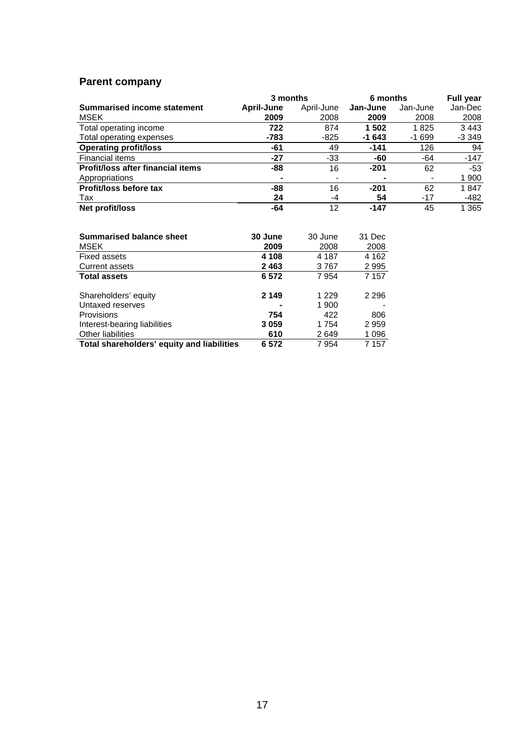## Parent company

| Summarised income statement | 3 months | | 6 months | | Full year |
|---|---|---|---|---|---|
| MSEK | **April-June 2009** | April-June 2008 | **Jan-June 2009** | Jan-June 2008 | Jan-Dec 2008 |
| Total operating income | **722** | 874 | **1 502** | 1 825 | 3 443 |
| Total operating expenses | **-783** | -825 | **-1 643** | -1 699 | -3 349 |
| **Operating profit/loss** | **-61** | 49 | **-141** | 126 | 94 |
| Financial items | **-27** | -33 | **-60** | -64 | -147 |
| **Profit/loss after financial items** | **-88** | 16 | **-201** | 62 | -53 |
| Appropriations | **-** | - | **-** | - | 1 900 |
| **Profit/loss before tax** | **-88** | 16 | **-201** | 62 | 1 847 |
| Tax | **24** | -4 | **54** | -17 | -482 |
| **Net profit/loss** | **-64** | 12 | **-147** | 45 | 1 365 |

| Summarised balance sheet | 30 June | 30 June | 31 Dec |
|---|---|---|---|
| MSEK | **2009** | 2008 | 2008 |
| Fixed assets | **4 108** | 4 187 | 4 162 |
| Current assets | **2 463** | 3 767 | 2 995 |
| **Total assets** | **6 572** | 7 954 | 7 157 |
| | | | |
| Shareholders' equity | **2 149** | 1 229 | 2 296 |
| Untaxed reserves | **-** | 1 900 | - |
| Provisions | **754** | 422 | 806 |
| Interest-bearing liabilities | **3 059** | 1 754 | 2 959 |
| Other liabilities | **610** | 2 649 | 1 096 |
| **Total shareholders' equity and liabilities** | **6 572** | 7 954 | 7 157 |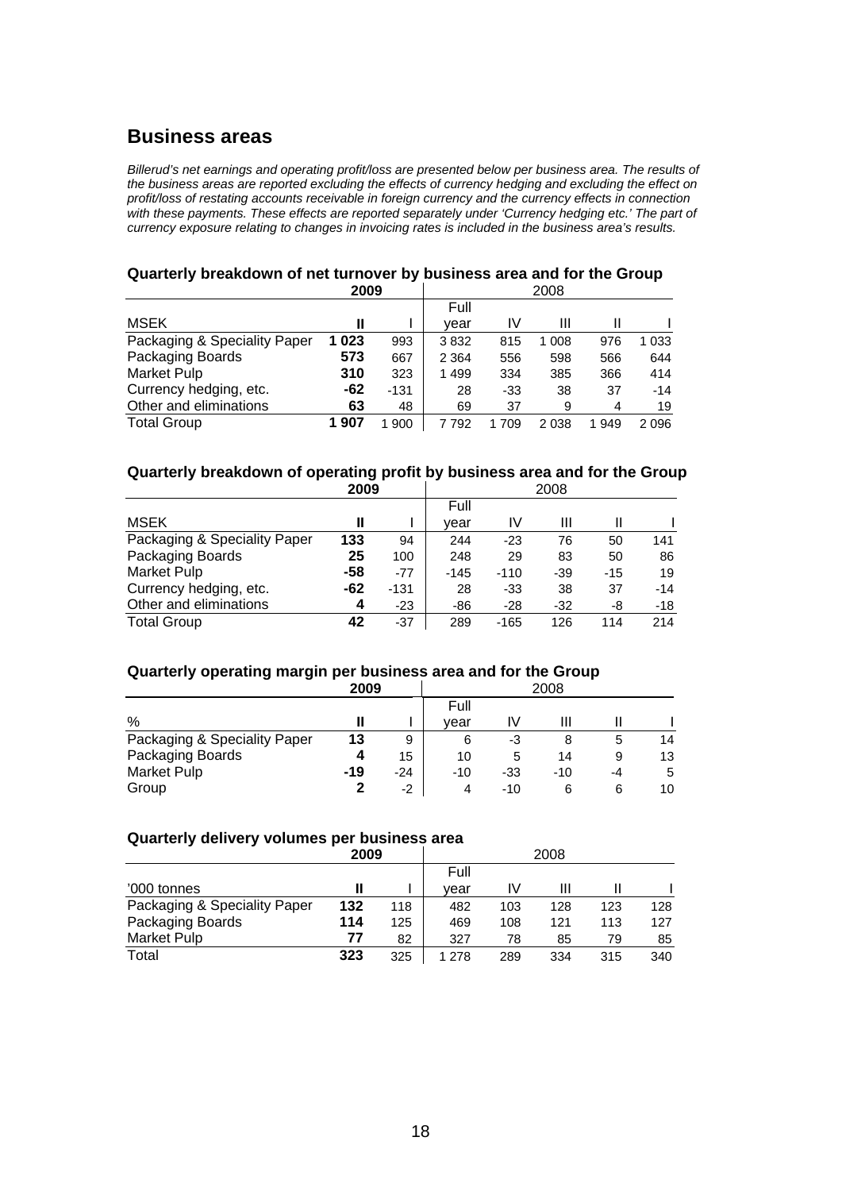## Business areas

*Billerud's net earnings and operating profit/loss are presented below per business area. The results of the business areas are reported excluding the effects of currency hedging and excluding the effect on profit/loss of restating accounts receivable in foreign currency and the currency effects in connection with these payments. These effects are reported separately under 'Currency hedging etc.' The part of currency exposure relating to changes in invoicing rates is included in the business area's results.*

### Quarterly breakdown of net turnover by business area and for the Group

| | **2009** | | 2008 | | | | |
|---|---|---|---|---|---|---|---|
| MSEK | **II** | I | Full year | IV | III | II | I |
| Packaging & Speciality Paper | **1 023** | 993 | 3 832 | 815 | 1 008 | 976 | 1 033 |
| Packaging Boards | **573** | 667 | 2 364 | 556 | 598 | 566 | 644 |
| Market Pulp | **310** | 323 | 1 499 | 334 | 385 | 366 | 414 |
| Currency hedging, etc. | **-62** | -131 | 28 | -33 | 38 | 37 | -14 |
| Other and eliminations | **63** | 48 | 69 | 37 | 9 | 4 | 19 |
| Total Group | **1 907** | 1 900 | 7 792 | 1 709 | 2 038 | 1 949 | 2 096 |

### Quarterly breakdown of operating profit by business area and for the Group

| | **2009** | | 2008 | | | | |
|---|---|---|---|---|---|---|---|
| MSEK | **II** | I | Full year | IV | III | II | I |
| Packaging & Speciality Paper | **133** | 94 | 244 | -23 | 76 | 50 | 141 |
| Packaging Boards | **25** | 100 | 248 | 29 | 83 | 50 | 86 |
| Market Pulp | **-58** | -77 | -145 | -110 | -39 | -15 | 19 |
| Currency hedging, etc. | **-62** | -131 | 28 | -33 | 38 | 37 | -14 |
| Other and eliminations | **4** | -23 | -86 | -28 | -32 | -8 | -18 |
| Total Group | **42** | -37 | 289 | -165 | 126 | 114 | 214 |

### Quarterly operating margin per business area and for the Group

| | **2009** | | 2008 | | | | |
|---|---|---|---|---|---|---|---|
| % | **II** | I | Full year | IV | III | II | I |
| Packaging & Speciality Paper | **13** | 9 | 6 | -3 | 8 | 5 | 14 |
| Packaging Boards | **4** | 15 | 10 | 5 | 14 | 9 | 13 |
| Market Pulp | **-19** | -24 | -10 | -33 | -10 | -4 | 5 |
| Group | **2** | -2 | 4 | -10 | 6 | 6 | 10 |

### Quarterly delivery volumes per business area

| | **2009** | | 2008 | | | | |
|---|---|---|---|---|---|---|---|
| '000 tonnes | **II** | I | Full year | IV | III | II | I |
| Packaging & Speciality Paper | **132** | 118 | 482 | 103 | 128 | 123 | 128 |
| Packaging Boards | **114** | 125 | 469 | 108 | 121 | 113 | 127 |
| Market Pulp | **77** | 82 | 327 | 78 | 85 | 79 | 85 |
| Total | **323** | 325 | 1 278 | 289 | 334 | 315 | 340 |